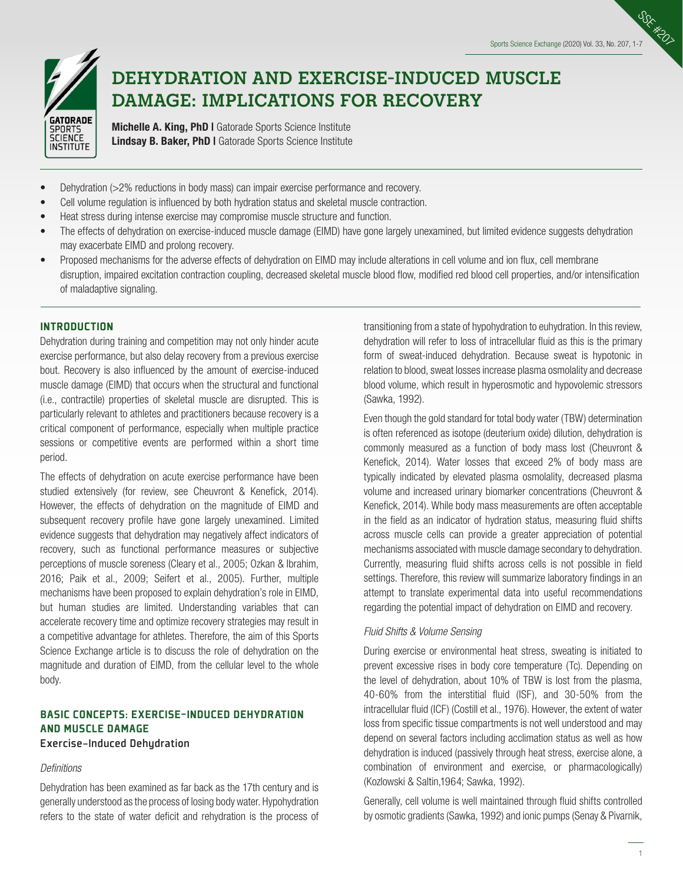# DEHYDRATION AND EXERCISE-INDUCED MUSCLE DAMAGE: IMPLICATIONS FOR RECOVERY

**Michelle A. King, PhD |** Gatorade Sports Science Institute
**Lindsay B. Baker, PhD |** Gatorade Sports Science Institute

- Dehydration (>2% reductions in body mass) can impair exercise performance and recovery.
- Cell volume regulation is influenced by both hydration status and skeletal muscle contraction.
- Heat stress during intense exercise may compromise muscle structure and function.
- The effects of dehydration on exercise-induced muscle damage (EIMD) have gone largely unexamined, but limited evidence suggests dehydration may exacerbate EIMD and prolong recovery.
- Proposed mechanisms for the adverse effects of dehydration on EIMD may include alterations in cell volume and ion flux, cell membrane disruption, impaired excitation contraction coupling, decreased skeletal muscle blood flow, modified red blood cell properties, and/or intensification of maladaptive signaling.

## INTRODUCTION

Dehydration during training and competition may not only hinder acute exercise performance, but also delay recovery from a previous exercise bout. Recovery is also influenced by the amount of exercise-induced muscle damage (EIMD) that occurs when the structural and functional (i.e., contractile) properties of skeletal muscle are disrupted. This is particularly relevant to athletes and practitioners because recovery is a critical component of performance, especially when multiple practice sessions or competitive events are performed within a short time period.

The effects of dehydration on acute exercise performance have been studied extensively (for review, see Cheuvront & Kenefick, 2014). However, the effects of dehydration on the magnitude of EIMD and subsequent recovery profile have gone largely unexamined. Limited evidence suggests that dehydration may negatively affect indicators of recovery, such as functional performance measures or subjective perceptions of muscle soreness (Cleary et al., 2005; Ozkan & Ibrahim, 2016; Paik et al., 2009; Seifert et al., 2005). Further, multiple mechanisms have been proposed to explain dehydration's role in EIMD, but human studies are limited. Understanding variables that can accelerate recovery time and optimize recovery strategies may result in a competitive advantage for athletes. Therefore, the aim of this Sports Science Exchange article is to discuss the role of dehydration on the magnitude and duration of EIMD, from the cellular level to the whole body.

## BASIC CONCEPTS: EXERCISE-INDUCED DEHYDRATION AND MUSCLE DAMAGE

### Exercise-Induced Dehydration

#### *Definitions*

Dehydration has been examined as far back as the 17th century and is generally understood as the process of losing body water. Hypohydration refers to the state of water deficit and rehydration is the process of transitioning from a state of hypohydration to euhydration. In this review, dehydration will refer to loss of intracellular fluid as this is the primary form of sweat-induced dehydration. Because sweat is hypotonic in relation to blood, sweat losses increase plasma osmolality and decrease blood volume, which result in hyperosmotic and hypovolemic stressors (Sawka, 1992).

Even though the gold standard for total body water (TBW) determination is often referenced as isotope (deuterium oxide) dilution, dehydration is commonly measured as a function of body mass lost (Cheuvront & Kenefick, 2014). Water losses that exceed 2% of body mass are typically indicated by elevated plasma osmolality, decreased plasma volume and increased urinary biomarker concentrations (Cheuvront & Kenefick, 2014). While body mass measurements are often acceptable in the field as an indicator of hydration status, measuring fluid shifts across muscle cells can provide a greater appreciation of potential mechanisms associated with muscle damage secondary to dehydration. Currently, measuring fluid shifts across cells is not possible in field settings. Therefore, this review will summarize laboratory findings in an attempt to translate experimental data into useful recommendations regarding the potential impact of dehydration on EIMD and recovery.

#### *Fluid Shifts & Volume Sensing*

During exercise or environmental heat stress, sweating is initiated to prevent excessive rises in body core temperature (Tc). Depending on the level of dehydration, about 10% of TBW is lost from the plasma, 40-60% from the interstitial fluid (ISF), and 30-50% from the intracellular fluid (ICF) (Costill et al., 1976). However, the extent of water loss from specific tissue compartments is not well understood and may depend on several factors including acclimation status as well as how dehydration is induced (passively through heat stress, exercise alone, a combination of environment and exercise, or pharmacologically) (Kozlowski & Saltin,1964; Sawka, 1992).

Generally, cell volume is well maintained through fluid shifts controlled by osmotic gradients (Sawka, 1992) and ionic pumps (Senay & Pivarnik,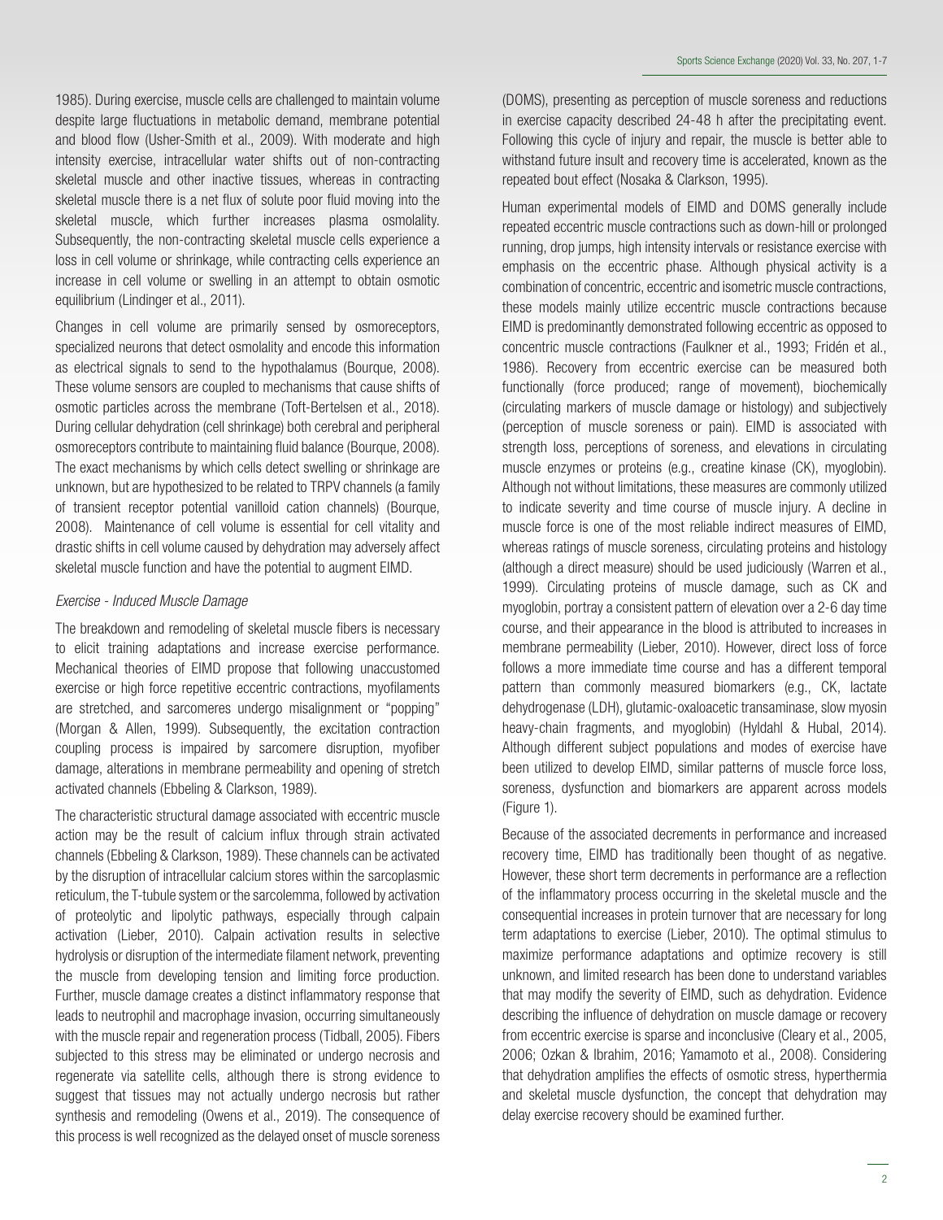1985). During exercise, muscle cells are challenged to maintain volume despite large fluctuations in metabolic demand, membrane potential and blood flow (Usher-Smith et al., 2009). With moderate and high intensity exercise, intracellular water shifts out of non-contracting skeletal muscle and other inactive tissues, whereas in contracting skeletal muscle there is a net flux of solute poor fluid moving into the skeletal muscle, which further increases plasma osmolality. Subsequently, the non-contracting skeletal muscle cells experience a loss in cell volume or shrinkage, while contracting cells experience an increase in cell volume or swelling in an attempt to obtain osmotic equilibrium (Lindinger et al., 2011).

Changes in cell volume are primarily sensed by osmoreceptors, specialized neurons that detect osmolality and encode this information as electrical signals to send to the hypothalamus (Bourque, 2008). These volume sensors are coupled to mechanisms that cause shifts of osmotic particles across the membrane (Toft-Bertelsen et al., 2018). During cellular dehydration (cell shrinkage) both cerebral and peripheral osmoreceptors contribute to maintaining fluid balance (Bourque, 2008). The exact mechanisms by which cells detect swelling or shrinkage are unknown, but are hypothesized to be related to TRPV channels (a family of transient receptor potential vanilloid cation channels) (Bourque, 2008). Maintenance of cell volume is essential for cell vitality and drastic shifts in cell volume caused by dehydration may adversely affect skeletal muscle function and have the potential to augment EIMD.

*Exercise - Induced Muscle Damage*

The breakdown and remodeling of skeletal muscle fibers is necessary to elicit training adaptations and increase exercise performance. Mechanical theories of EIMD propose that following unaccustomed exercise or high force repetitive eccentric contractions, myofilaments are stretched, and sarcomeres undergo misalignment or "popping" (Morgan & Allen, 1999). Subsequently, the excitation contraction coupling process is impaired by sarcomere disruption, myofiber damage, alterations in membrane permeability and opening of stretch activated channels (Ebbeling & Clarkson, 1989).

The characteristic structural damage associated with eccentric muscle action may be the result of calcium influx through strain activated channels (Ebbeling & Clarkson, 1989). These channels can be activated by the disruption of intracellular calcium stores within the sarcoplasmic reticulum, the T-tubule system or the sarcolemma, followed by activation of proteolytic and lipolytic pathways, especially through calpain activation (Lieber, 2010). Calpain activation results in selective hydrolysis or disruption of the intermediate filament network, preventing the muscle from developing tension and limiting force production. Further, muscle damage creates a distinct inflammatory response that leads to neutrophil and macrophage invasion, occurring simultaneously with the muscle repair and regeneration process (Tidball, 2005). Fibers subjected to this stress may be eliminated or undergo necrosis and regenerate via satellite cells, although there is strong evidence to suggest that tissues may not actually undergo necrosis but rather synthesis and remodeling (Owens et al., 2019). The consequence of this process is well recognized as the delayed onset of muscle soreness (DOMS), presenting as perception of muscle soreness and reductions in exercise capacity described 24-48 h after the precipitating event. Following this cycle of injury and repair, the muscle is better able to withstand future insult and recovery time is accelerated, known as the repeated bout effect (Nosaka & Clarkson, 1995).

Human experimental models of EIMD and DOMS generally include repeated eccentric muscle contractions such as down-hill or prolonged running, drop jumps, high intensity intervals or resistance exercise with emphasis on the eccentric phase. Although physical activity is a combination of concentric, eccentric and isometric muscle contractions, these models mainly utilize eccentric muscle contractions because EIMD is predominantly demonstrated following eccentric as opposed to concentric muscle contractions (Faulkner et al., 1993; Fridén et al., 1986). Recovery from eccentric exercise can be measured both functionally (force produced; range of movement), biochemically (circulating markers of muscle damage or histology) and subjectively (perception of muscle soreness or pain). EIMD is associated with strength loss, perceptions of soreness, and elevations in circulating muscle enzymes or proteins (e.g., creatine kinase (CK), myoglobin). Although not without limitations, these measures are commonly utilized to indicate severity and time course of muscle injury. A decline in muscle force is one of the most reliable indirect measures of EIMD, whereas ratings of muscle soreness, circulating proteins and histology (although a direct measure) should be used judiciously (Warren et al., 1999). Circulating proteins of muscle damage, such as CK and myoglobin, portray a consistent pattern of elevation over a 2-6 day time course, and their appearance in the blood is attributed to increases in membrane permeability (Lieber, 2010). However, direct loss of force follows a more immediate time course and has a different temporal pattern than commonly measured biomarkers (e.g., CK, lactate dehydrogenase (LDH), glutamic-oxaloacetic transaminase, slow myosin heavy-chain fragments, and myoglobin) (Hyldahl & Hubal, 2014). Although different subject populations and modes of exercise have been utilized to develop EIMD, similar patterns of muscle force loss, soreness, dysfunction and biomarkers are apparent across models (Figure 1).

Because of the associated decrements in performance and increased recovery time, EIMD has traditionally been thought of as negative. However, these short term decrements in performance are a reflection of the inflammatory process occurring in the skeletal muscle and the consequential increases in protein turnover that are necessary for long term adaptations to exercise (Lieber, 2010). The optimal stimulus to maximize performance adaptations and optimize recovery is still unknown, and limited research has been done to understand variables that may modify the severity of EIMD, such as dehydration. Evidence describing the influence of dehydration on muscle damage or recovery from eccentric exercise is sparse and inconclusive (Cleary et al., 2005, 2006; Ozkan & Ibrahim, 2016; Yamamoto et al., 2008). Considering that dehydration amplifies the effects of osmotic stress, hyperthermia and skeletal muscle dysfunction, the concept that dehydration may delay exercise recovery should be examined further.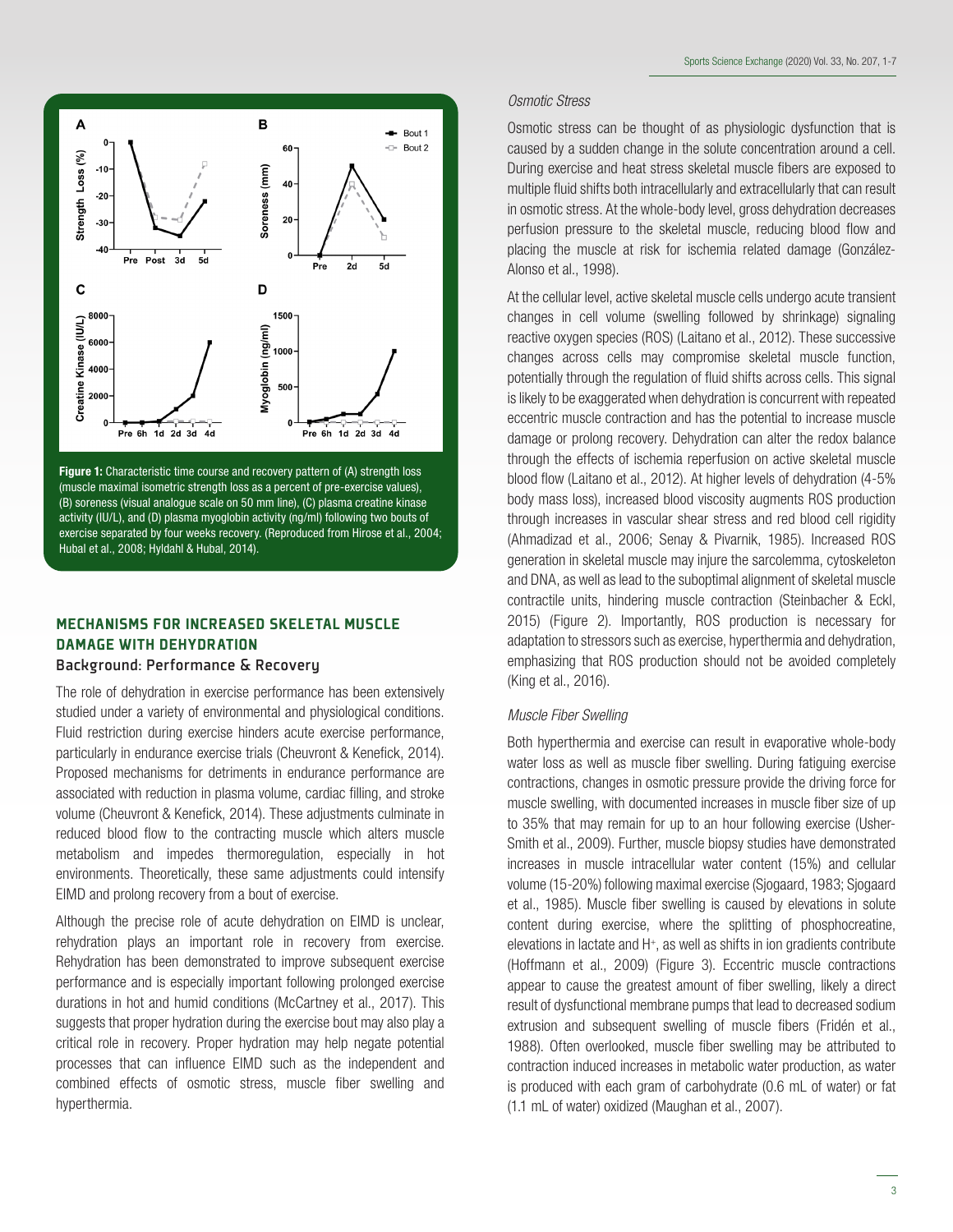**Figure 1:** Characteristic time course and recovery pattern of (A) strength loss (muscle maximal isometric strength loss as a percent of pre-exercise values), (B) soreness (visual analogue scale on 50 mm line), (C) plasma creatine kinase activity (IU/L), and (D) plasma myoglobin activity (ng/ml) following two bouts of exercise separated by four weeks recovery. (Reproduced from Hirose et al., 2004; Hubal et al., 2008; Hyldahl & Hubal, 2014).

## MECHANISMS FOR INCREASED SKELETAL MUSCLE DAMAGE WITH DEHYDRATION

### Background: Performance & Recovery

The role of dehydration in exercise performance has been extensively studied under a variety of environmental and physiological conditions. Fluid restriction during exercise hinders acute exercise performance, particularly in endurance exercise trials (Cheuvront & Kenefick, 2014). Proposed mechanisms for detriments in endurance performance are associated with reduction in plasma volume, cardiac filling, and stroke volume (Cheuvront & Kenefick, 2014). These adjustments culminate in reduced blood flow to the contracting muscle which alters muscle metabolism and impedes thermoregulation, especially in hot environments. Theoretically, these same adjustments could intensify EIMD and prolong recovery from a bout of exercise.

Although the precise role of acute dehydration on EIMD is unclear, rehydration plays an important role in recovery from exercise. Rehydration has been demonstrated to improve subsequent exercise performance and is especially important following prolonged exercise durations in hot and humid conditions (McCartney et al., 2017). This suggests that proper hydration during the exercise bout may also play a critical role in recovery. Proper hydration may help negate potential processes that can influence EIMD such as the independent and combined effects of osmotic stress, muscle fiber swelling and hyperthermia.

*Osmotic Stress*

Osmotic stress can be thought of as physiologic dysfunction that is caused by a sudden change in the solute concentration around a cell. During exercise and heat stress skeletal muscle fibers are exposed to multiple fluid shifts both intracellularly and extracellularly that can result in osmotic stress. At the whole-body level, gross dehydration decreases perfusion pressure to the skeletal muscle, reducing blood flow and placing the muscle at risk for ischemia related damage (González-Alonso et al., 1998).

At the cellular level, active skeletal muscle cells undergo acute transient changes in cell volume (swelling followed by shrinkage) signaling reactive oxygen species (ROS) (Laitano et al., 2012). These successive changes across cells may compromise skeletal muscle function, potentially through the regulation of fluid shifts across cells. This signal is likely to be exaggerated when dehydration is concurrent with repeated eccentric muscle contraction and has the potential to increase muscle damage or prolong recovery. Dehydration can alter the redox balance through the effects of ischemia reperfusion on active skeletal muscle blood flow (Laitano et al., 2012). At higher levels of dehydration (4-5% body mass loss), increased blood viscosity augments ROS production through increases in vascular shear stress and red blood cell rigidity (Ahmadizad et al., 2006; Senay & Pivarnik, 1985). Increased ROS generation in skeletal muscle may injure the sarcolemma, cytoskeleton and DNA, as well as lead to the suboptimal alignment of skeletal muscle contractile units, hindering muscle contraction (Steinbacher & Eckl, 2015) (Figure 2). Importantly, ROS production is necessary for adaptation to stressors such as exercise, hyperthermia and dehydration, emphasizing that ROS production should not be avoided completely (King et al., 2016).

*Muscle Fiber Swelling*

Both hyperthermia and exercise can result in evaporative whole-body water loss as well as muscle fiber swelling. During fatiguing exercise contractions, changes in osmotic pressure provide the driving force for muscle swelling, with documented increases in muscle fiber size of up to 35% that may remain for up to an hour following exercise (Usher-Smith et al., 2009). Further, muscle biopsy studies have demonstrated increases in muscle intracellular water content (15%) and cellular volume (15-20%) following maximal exercise (Sjogaard, 1983; Sjogaard et al., 1985). Muscle fiber swelling is caused by elevations in solute content during exercise, where the splitting of phosphocreatine, elevations in lactate and $H^+$, as well as shifts in ion gradients contribute (Hoffmann et al., 2009) (Figure 3). Eccentric muscle contractions appear to cause the greatest amount of fiber swelling, likely a direct result of dysfunctional membrane pumps that lead to decreased sodium extrusion and subsequent swelling of muscle fibers (Fridén et al., 1988). Often overlooked, muscle fiber swelling may be attributed to contraction induced increases in metabolic water production, as water is produced with each gram of carbohydrate (0.6 mL of water) or fat (1.1 mL of water) oxidized (Maughan et al., 2007).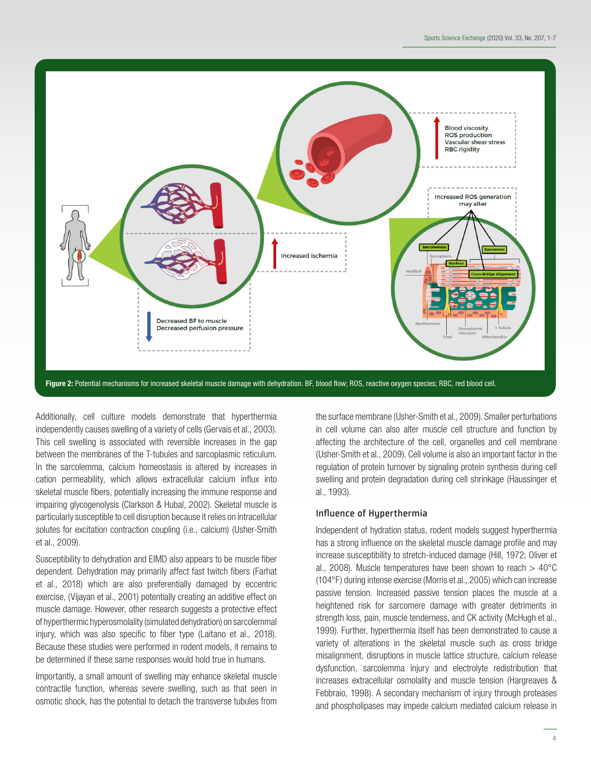**Figure 2:** Potential mechanisms for increased skeletal muscle damage with dehydration. BF, blood flow; ROS, reactive oxygen species; RBC, red blood cell.

Additionally, cell culture models demonstrate that hyperthermia independently causes swelling of a variety of cells (Gervais et al., 2003). This cell swelling is associated with reversible increases in the gap between the membranes of the T-tubules and sarcoplasmic reticulum. In the sarcolemma, calcium homeostasis is altered by increases in cation permeability, which allows extracellular calcium influx into skeletal muscle fibers, potentially increasing the immune response and impairing glycogenolysis (Clarkson & Hubal, 2002). Skeletal muscle is particularly susceptible to cell disruption because it relies on intracellular solutes for excitation contraction coupling (i.e., calcium) (Usher-Smith et al., 2009).

Susceptibility to dehydration and EIMD also appears to be muscle fiber dependent. Dehydration may primarily affect fast twitch fibers (Farhat et al., 2018) which are also preferentially damaged by eccentric exercise, (Vijayan et al., 2001) potentially creating an additive effect on muscle damage. However, other research suggests a protective effect of hyperthermic hyperosmolality (simulated dehydration) on sarcolemmal injury, which was also specific to fiber type (Laitano et al., 2018). Because these studies were performed in rodent models, it remains to be determined if these same responses would hold true in humans.

Importantly, a small amount of swelling may enhance skeletal muscle contractile function, whereas severe swelling, such as that seen in osmotic shock, has the potential to detach the transverse tubules from the surface membrane (Usher-Smith et al., 2009). Smaller perturbations in cell volume can also alter muscle cell structure and function by affecting the architecture of the cell, organelles and cell membrane (Usher-Smith et al., 2009). Cell volume is also an important factor in the regulation of protein turnover by signaling protein synthesis during cell swelling and protein degradation during cell shrinkage (Haussinger et al., 1993).

## Influence of Hyperthermia

Independent of hydration status, rodent models suggest hyperthermia has a strong influence on the skeletal muscle damage profile and may increase susceptibility to stretch-induced damage (Hill, 1972; Oliver et al., 2008). Muscle temperatures have been shown to reach > 40°C (104°F) during intense exercise (Morris et al., 2005) which can increase passive tension. Increased passive tension places the muscle at a heightened risk for sarcomere damage with greater detriments in strength loss, pain, muscle tenderness, and CK activity (McHugh et al., 1999). Further, hyperthermia itself has been demonstrated to cause a variety of alterations in the skeletal muscle such as cross bridge misalignment, disruptions in muscle lattice structure, calcium release dysfunction, sarcolemma injury and electrolyte redistribution that increases extracellular osmolality and muscle tension (Hargreaves & Febbraio, 1998). A secondary mechanism of injury through proteases and phospholipases may impede calcium mediated calcium release in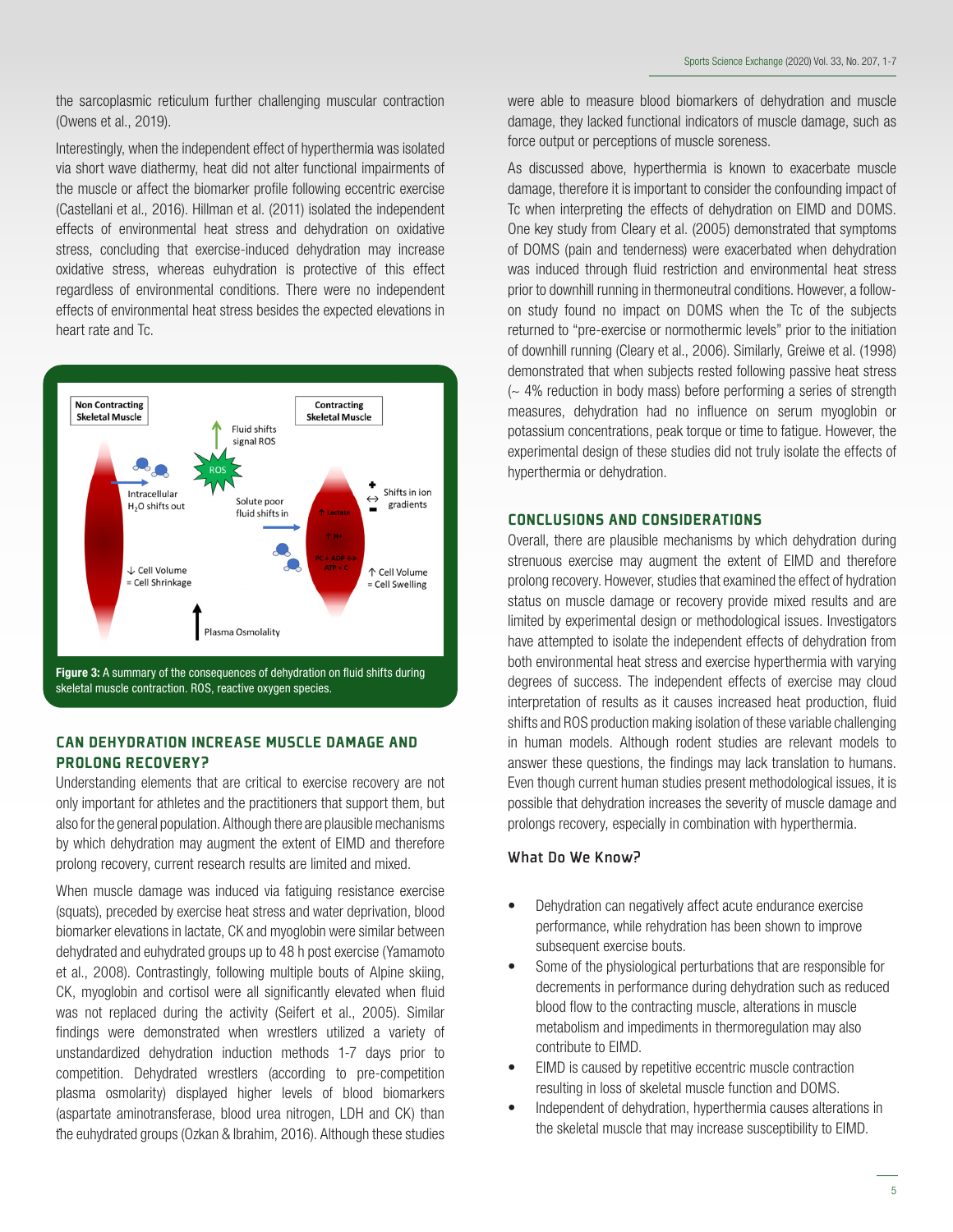the sarcoplasmic reticulum further challenging muscular contraction (Owens et al., 2019).

Interestingly, when the independent effect of hyperthermia was isolated via short wave diathermy, heat did not alter functional impairments of the muscle or affect the biomarker profile following eccentric exercise (Castellani et al., 2016). Hillman et al. (2011) isolated the independent effects of environmental heat stress and dehydration on oxidative stress, concluding that exercise-induced dehydration may increase oxidative stress, whereas euhydration is protective of this effect regardless of environmental conditions. There were no independent effects of environmental heat stress besides the expected elevations in heart rate and Tc.

**Figure 3:** A summary of the consequences of dehydration on fluid shifts during skeletal muscle contraction. ROS, reactive oxygen species.

## CAN DEHYDRATION INCREASE MUSCLE DAMAGE AND PROLONG RECOVERY?

Understanding elements that are critical to exercise recovery are not only important for athletes and the practitioners that support them, but also for the general population. Although there are plausible mechanisms by which dehydration may augment the extent of EIMD and therefore prolong recovery, current research results are limited and mixed.

When muscle damage was induced via fatiguing resistance exercise (squats), preceded by exercise heat stress and water deprivation, blood biomarker elevations in lactate, CK and myoglobin were similar between dehydrated and euhydrated groups up to 48 h post exercise (Yamamoto et al., 2008). Contrastingly, following multiple bouts of Alpine skiing, CK, myoglobin and cortisol were all significantly elevated when fluid was not replaced during the activity (Seifert et al., 2005). Similar findings were demonstrated when wrestlers utilized a variety of unstandardized dehydration induction methods 1-7 days prior to competition. Dehydrated wrestlers (according to pre-competition plasma osmolarity) displayed higher levels of blood biomarkers (aspartate aminotransferase, blood urea nitrogen, LDH and CK) than the euhydrated groups (Ozkan & Ibrahim, 2016). Although these studies were able to measure blood biomarkers of dehydration and muscle damage, they lacked functional indicators of muscle damage, such as force output or perceptions of muscle soreness.

As discussed above, hyperthermia is known to exacerbate muscle damage, therefore it is important to consider the confounding impact of Tc when interpreting the effects of dehydration on EIMD and DOMS. One key study from Cleary et al. (2005) demonstrated that symptoms of DOMS (pain and tenderness) were exacerbated when dehydration was induced through fluid restriction and environmental heat stress prior to downhill running in thermoneutral conditions. However, a follow-on study found no impact on DOMS when the Tc of the subjects returned to "pre-exercise or normothermic levels" prior to the initiation of downhill running (Cleary et al., 2006). Similarly, Greiwe et al. (1998) demonstrated that when subjects rested following passive heat stress (~ 4% reduction in body mass) before performing a series of strength measures, dehydration had no influence on serum myoglobin or potassium concentrations, peak torque or time to fatigue. However, the experimental design of these studies did not truly isolate the effects of hyperthermia or dehydration.

## CONCLUSIONS AND CONSIDERATIONS

Overall, there are plausible mechanisms by which dehydration during strenuous exercise may augment the extent of EIMD and therefore prolong recovery. However, studies that examined the effect of hydration status on muscle damage or recovery provide mixed results and are limited by experimental design or methodological issues. Investigators have attempted to isolate the independent effects of dehydration from both environmental heat stress and exercise hyperthermia with varying degrees of success. The independent effects of exercise may cloud interpretation of results as it causes increased heat production, fluid shifts and ROS production making isolation of these variable challenging in human models. Although rodent studies are relevant models to answer these questions, the findings may lack translation to humans. Even though current human studies present methodological issues, it is possible that dehydration increases the severity of muscle damage and prolongs recovery, especially in combination with hyperthermia.

### What Do We Know?

- Dehydration can negatively affect acute endurance exercise performance, while rehydration has been shown to improve subsequent exercise bouts.
- Some of the physiological perturbations that are responsible for decrements in performance during dehydration such as reduced blood flow to the contracting muscle, alterations in muscle metabolism and impediments in thermoregulation may also contribute to EIMD.
- EIMD is caused by repetitive eccentric muscle contraction resulting in loss of skeletal muscle function and DOMS.
- Independent of dehydration, hyperthermia causes alterations in the skeletal muscle that may increase susceptibility to EIMD.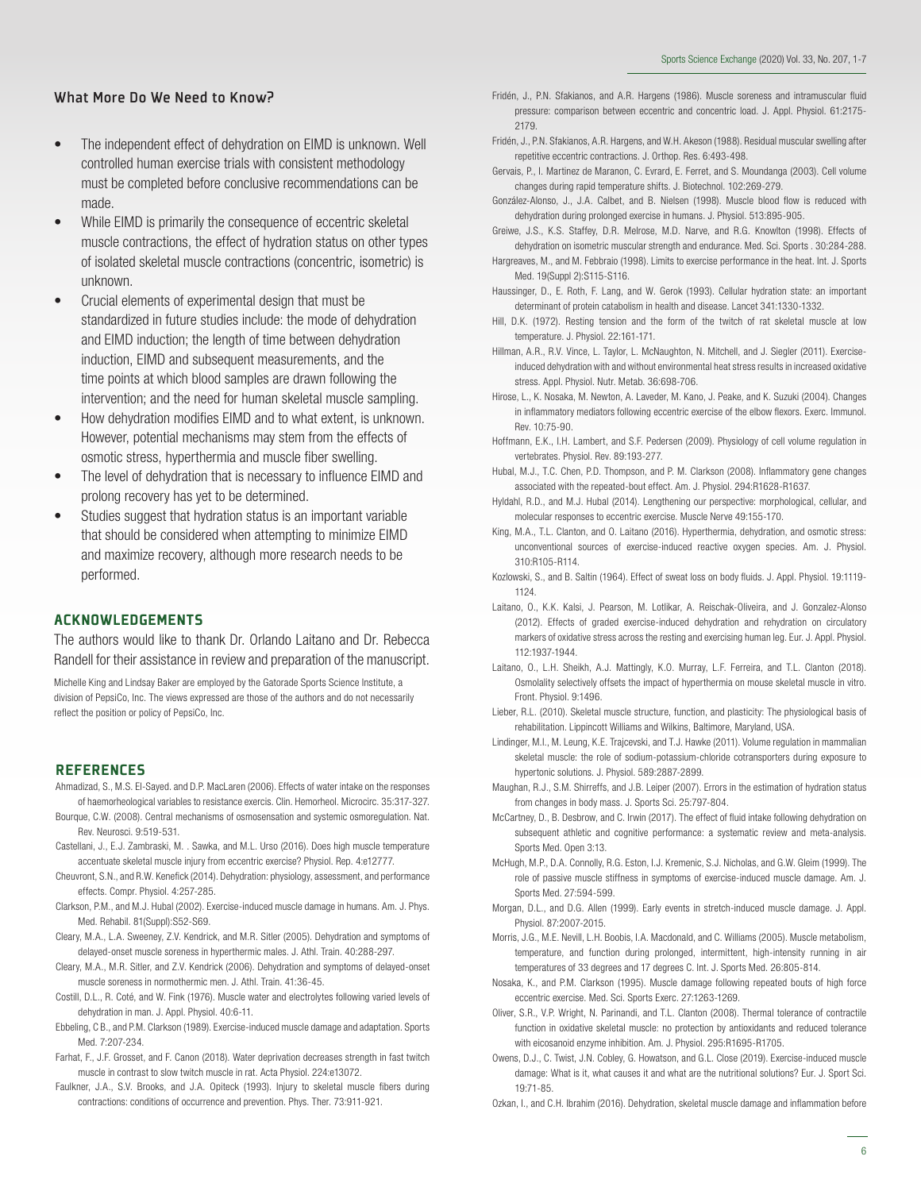## What More Do We Need to Know?

- The independent effect of dehydration on EIMD is unknown. Well controlled human exercise trials with consistent methodology must be completed before conclusive recommendations can be made.
- While EIMD is primarily the consequence of eccentric skeletal muscle contractions, the effect of hydration status on other types of isolated skeletal muscle contractions (concentric, isometric) is unknown.
- Crucial elements of experimental design that must be standardized in future studies include: the mode of dehydration and EIMD induction; the length of time between dehydration induction, EIMD and subsequent measurements, and the time points at which blood samples are drawn following the intervention; and the need for human skeletal muscle sampling.
- How dehydration modifies EIMD and to what extent, is unknown. However, potential mechanisms may stem from the effects of osmotic stress, hyperthermia and muscle fiber swelling.
- The level of dehydration that is necessary to influence EIMD and prolong recovery has yet to be determined.
- Studies suggest that hydration status is an important variable that should be considered when attempting to minimize EIMD and maximize recovery, although more research needs to be performed.

## ACKNOWLEDGEMENTS

The authors would like to thank Dr. Orlando Laitano and Dr. Rebecca Randell for their assistance in review and preparation of the manuscript.

Michelle King and Lindsay Baker are employed by the Gatorade Sports Science Institute, a division of PepsiCo, Inc. The views expressed are those of the authors and do not necessarily reflect the position or policy of PepsiCo, Inc.

## REFERENCES

Ahmadizad, S., M.S. El-Sayed. and D.P. MacLaren (2006). Effects of water intake on the responses of haemorheological variables to resistance exercis. Clin. Hemorheol. Microcirc. 35:317-327.

Bourque, C.W. (2008). Central mechanisms of osmosensation and systemic osmoregulation. Nat. Rev. Neurosci. 9:519-531.

Castellani, J., E.J. Zambraski, M. . Sawka, and M.L. Urso (2016). Does high muscle temperature accentuate skeletal muscle injury from eccentric exercise? Physiol. Rep. 4:e12777.

Cheuvront, S.N., and R.W. Kenefick (2014). Dehydration: physiology, assessment, and performance effects. Compr. Physiol. 4:257-285.

Clarkson, P.M., and M.J. Hubal (2002). Exercise-induced muscle damage in humans. Am. J. Phys. Med. Rehabil. 81(Suppl):S52-S69.

Cleary, M.A., L.A. Sweeney, Z.V. Kendrick, and M.R. Sitler (2005). Dehydration and symptoms of delayed-onset muscle soreness in hyperthermic males. J. Athl. Train. 40:288-297.

Cleary, M.A., M.R. Sitler, and Z.V. Kendrick (2006). Dehydration and symptoms of delayed-onset muscle soreness in normothermic men. J. Athl. Train. 41:36-45.

Costill, D.L., R. Coté, and W. Fink (1976). Muscle water and electrolytes following varied levels of dehydration in man. J. Appl. Physiol. 40:6-11.

Ebbeling, C B., and P.M. Clarkson (1989). Exercise-induced muscle damage and adaptation. Sports Med. 7:207-234.

Farhat, F., J.F. Grosset, and F. Canon (2018). Water deprivation decreases strength in fast twitch muscle in contrast to slow twitch muscle in rat. Acta Physiol. 224:e13072.

Faulkner, J.A., S.V. Brooks, and J.A. Opiteck (1993). Injury to skeletal muscle fibers during contractions: conditions of occurrence and prevention. Phys. Ther. 73:911-921.

Fridén, J., P.N. Sfakianos, and A.R. Hargens (1986). Muscle soreness and intramuscular fluid pressure: comparison between eccentric and concentric load. J. Appl. Physiol. 61:2175-2179.

Fridén, J., P.N. Sfakianos, A.R. Hargens, and W.H. Akeson (1988). Residual muscular swelling after repetitive eccentric contractions. J. Orthop. Res. 6:493-498.

Gervais, P., I. Martinez de Maranon, C. Evrard, E. Ferret, and S. Moundanga (2003). Cell volume changes during rapid temperature shifts. J. Biotechnol. 102:269-279.

González-Alonso, J., J.A. Calbet, and B. Nielsen (1998). Muscle blood flow is reduced with dehydration during prolonged exercise in humans. J. Physiol. 513:895-905.

Greiwe, J.S., K.S. Staffey, D.R. Melrose, M.D. Narve, and R.G. Knowlton (1998). Effects of dehydration on isometric muscular strength and endurance. Med. Sci. Sports . 30:284-288.

Hargreaves, M., and M. Febbraio (1998). Limits to exercise performance in the heat. Int. J. Sports Med. 19(Suppl 2):S115-S116.

Haussinger, D., E. Roth, F. Lang, and W. Gerok (1993). Cellular hydration state: an important determinant of protein catabolism in health and disease. Lancet 341:1330-1332.

Hill, D.K. (1972). Resting tension and the form of the twitch of rat skeletal muscle at low temperature. J. Physiol. 22:161-171.

Hillman, A.R., R.V. Vince, L. Taylor, L. McNaughton, N. Mitchell, and J. Siegler (2011). Exercise-induced dehydration with and without environmental heat stress results in increased oxidative stress. Appl. Physiol. Nutr. Metab. 36:698-706.

Hirose, L., K. Nosaka, M. Newton, A. Laveder, M. Kano, J. Peake, and K. Suzuki (2004). Changes in inflammatory mediators following eccentric exercise of the elbow flexors. Exerc. Immunol. Rev. 10:75-90.

Hoffmann, E.K., I.H. Lambert, and S.F. Pedersen (2009). Physiology of cell volume regulation in vertebrates. Physiol. Rev. 89:193-277.

Hubal, M.J., T.C. Chen, P.D. Thompson, and P. M. Clarkson (2008). Inflammatory gene changes associated with the repeated-bout effect. Am. J. Physiol. 294:R1628-R1637.

Hyldahl, R.D., and M.J. Hubal (2014). Lengthening our perspective: morphological, cellular, and molecular responses to eccentric exercise. Muscle Nerve 49:155-170.

King, M.A., T.L. Clanton, and O. Laitano (2016). Hyperthermia, dehydration, and osmotic stress: unconventional sources of exercise-induced reactive oxygen species. Am. J. Physiol. 310:R105-R114.

Kozlowski, S., and B. Saltin (1964). Effect of sweat loss on body fluids. J. Appl. Physiol. 19:1119-1124.

Laitano, O., K.K. Kalsi, J. Pearson, M. Lotlikar, A. Reischak-Oliveira, and J. Gonzalez-Alonso (2012). Effects of graded exercise-induced dehydration and rehydration on circulatory markers of oxidative stress across the resting and exercising human leg. Eur. J. Appl. Physiol. 112:1937-1944.

Laitano, O., L.H. Sheikh, A.J. Mattingly, K.O. Murray, L.F. Ferreira, and T.L. Clanton (2018). Osmolality selectively offsets the impact of hyperthermia on mouse skeletal muscle in vitro. Front. Physiol. 9:1496.

Lieber, R.L. (2010). Skeletal muscle structure, function, and plasticity: The physiological basis of rehabilitation. Lippincott Williams and Wilkins, Baltimore, Maryland, USA.

Lindinger, M.I., M. Leung, K.E. Trajcevski, and T.J. Hawke (2011). Volume regulation in mammalian skeletal muscle: the role of sodium-potassium-chloride cotransporters during exposure to hypertonic solutions. J. Physiol. 589:2887-2899.

Maughan, R.J., S.M. Shirreffs, and J.B. Leiper (2007). Errors in the estimation of hydration status from changes in body mass. J. Sports Sci. 25:797-804.

McCartney, D., B. Desbrow, and C. Irwin (2017). The effect of fluid intake following dehydration on subsequent athletic and cognitive performance: a systematic review and meta-analysis. Sports Med. Open 3:13.

McHugh, M.P., D.A. Connolly, R.G. Eston, I.J. Kremenic, S.J. Nicholas, and G.W. Gleim (1999). The role of passive muscle stiffness in symptoms of exercise-induced muscle damage. Am. J. Sports Med. 27:594-599.

Morgan, D.L., and D.G. Allen (1999). Early events in stretch-induced muscle damage. J. Appl. Physiol. 87:2007-2015.

Morris, J.G., M.E. Nevill, L.H. Boobis, I.A. Macdonald, and C. Williams (2005). Muscle metabolism, temperature, and function during prolonged, intermittent, high-intensity running in air temperatures of 33 degrees and 17 degrees C. Int. J. Sports Med. 26:805-814.

Nosaka, K., and P.M. Clarkson (1995). Muscle damage following repeated bouts of high force eccentric exercise. Med. Sci. Sports Exerc. 27:1263-1269.

Oliver, S.R., V.P. Wright, N. Parinandi, and T.L. Clanton (2008). Thermal tolerance of contractile function in oxidative skeletal muscle: no protection by antioxidants and reduced tolerance with eicosanoid enzyme inhibition. Am. J. Physiol. 295:R1695-R1705.

Owens, D.J., C. Twist, J.N. Cobley, G. Howatson, and G.L. Close (2019). Exercise-induced muscle damage: What is it, what causes it and what are the nutritional solutions? Eur. J. Sport Sci. 19:71-85.

Ozkan, I., and C.H. Ibrahim (2016). Dehydration, skeletal muscle damage and inflammation before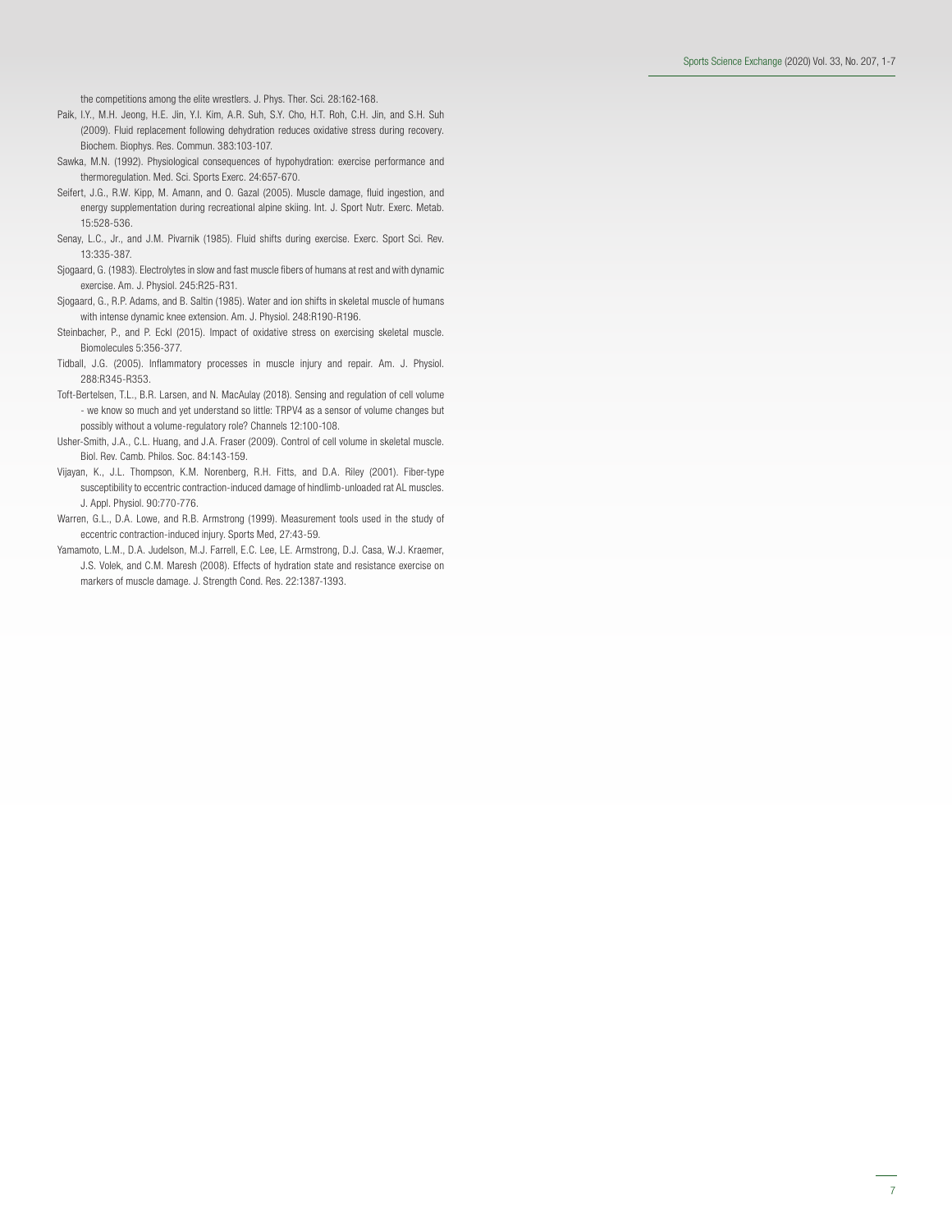the competitions among the elite wrestlers. J. Phys. Ther. Sci. 28:162-168.

Paik, I.Y., M.H. Jeong, H.E. Jin, Y.I. Kim, A.R. Suh, S.Y. Cho, H.T. Roh, C.H. Jin, and S.H. Suh (2009). Fluid replacement following dehydration reduces oxidative stress during recovery. Biochem. Biophys. Res. Commun. 383:103-107.

Sawka, M.N. (1992). Physiological consequences of hypohydration: exercise performance and thermoregulation. Med. Sci. Sports Exerc. 24:657-670.

Seifert, J.G., R.W. Kipp, M. Amann, and O. Gazal (2005). Muscle damage, fluid ingestion, and energy supplementation during recreational alpine skiing. Int. J. Sport Nutr. Exerc. Metab. 15:528-536.

Senay, L.C., Jr., and J.M. Pivarnik (1985). Fluid shifts during exercise. Exerc. Sport Sci. Rev. 13:335-387.

Sjogaard, G. (1983). Electrolytes in slow and fast muscle fibers of humans at rest and with dynamic exercise. Am. J. Physiol. 245:R25-R31.

Sjogaard, G., R.P. Adams, and B. Saltin (1985). Water and ion shifts in skeletal muscle of humans with intense dynamic knee extension. Am. J. Physiol. 248:R190-R196.

Steinbacher, P., and P. Eckl (2015). Impact of oxidative stress on exercising skeletal muscle. Biomolecules 5:356-377.

Tidball, J.G. (2005). Inflammatory processes in muscle injury and repair. Am. J. Physiol. 288:R345-R353.

Toft-Bertelsen, T.L., B.R. Larsen, and N. MacAulay (2018). Sensing and regulation of cell volume - we know so much and yet understand so little: TRPV4 as a sensor of volume changes but possibly without a volume-regulatory role? Channels 12:100-108.

Usher-Smith, J.A., C.L. Huang, and J.A. Fraser (2009). Control of cell volume in skeletal muscle. Biol. Rev. Camb. Philos. Soc. 84:143-159.

Vijayan, K., J.L. Thompson, K.M. Norenberg, R.H. Fitts, and D.A. Riley (2001). Fiber-type susceptibility to eccentric contraction-induced damage of hindlimb-unloaded rat AL muscles. J. Appl. Physiol. 90:770-776.

Warren, G.L., D.A. Lowe, and R.B. Armstrong (1999). Measurement tools used in the study of eccentric contraction-induced injury. Sports Med, 27:43-59.

Yamamoto, L.M., D.A. Judelson, M.J. Farrell, E.C. Lee, LE. Armstrong, D.J. Casa, W.J. Kraemer, J.S. Volek, and C.M. Maresh (2008). Effects of hydration state and resistance exercise on markers of muscle damage. J. Strength Cond. Res. 22:1387-1393.